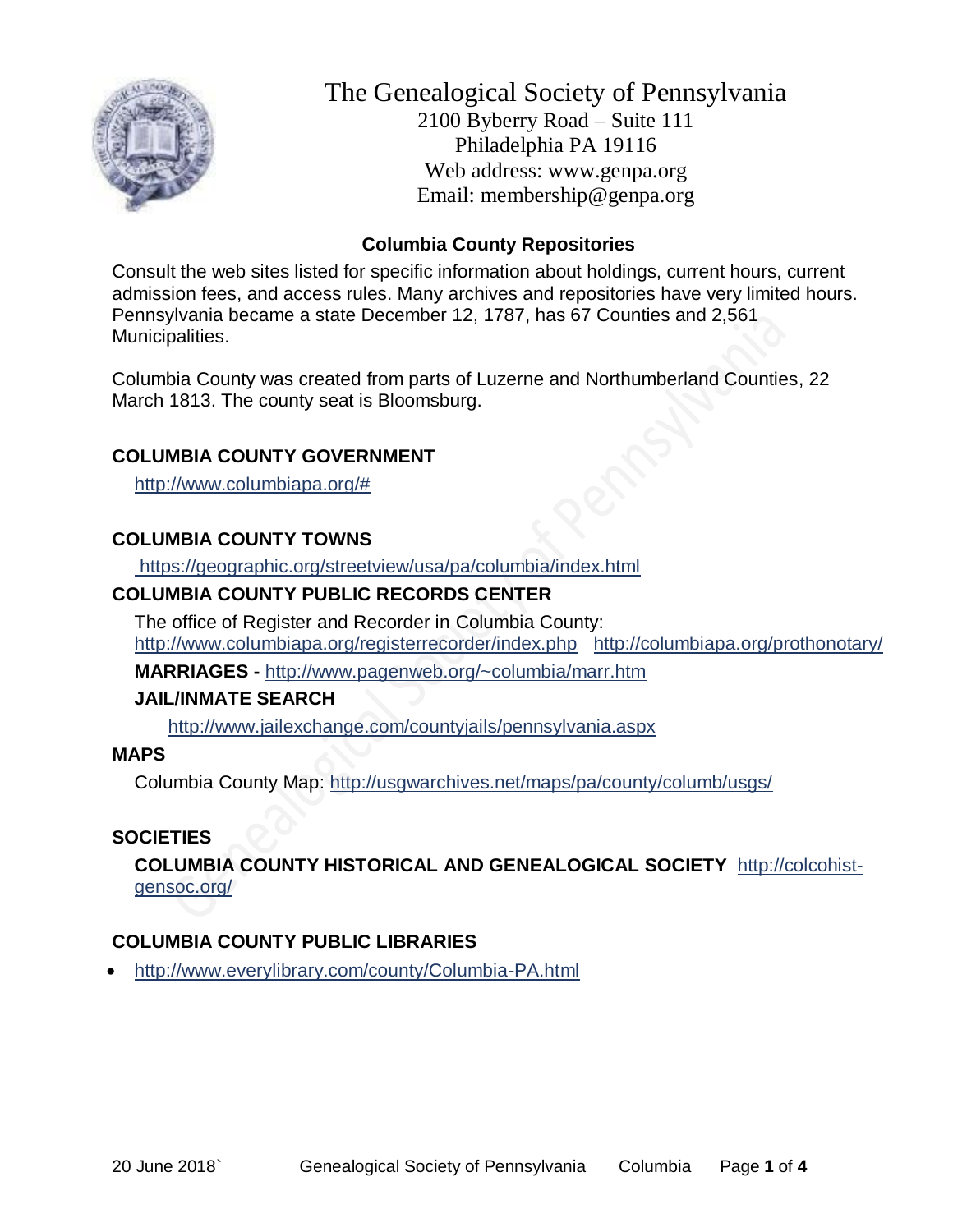# The Genealogical Society of Pennsylvania

2100 Byberry Road – Suite 111
Philadelphia PA 19116
Web address: www.genpa.org
Email: membership@genpa.org

## Columbia County Repositories

Consult the web sites listed for specific information about holdings, current hours, current admission fees, and access rules. Many archives and repositories have very limited hours. Pennsylvania became a state December 12, 1787, has 67 Counties and 2,561 Municipalities.

Columbia County was created from parts of Luzerne and Northumberland Counties, 22 March 1813. The county seat is Bloomsburg.

### COLUMBIA COUNTY GOVERNMENT

http://www.columbiapa.org/#

### COLUMBIA COUNTY TOWNS

https://geographic.org/streetview/usa/pa/columbia/index.html

### COLUMBIA COUNTY PUBLIC RECORDS CENTER

The office of Register and Recorder in Columbia County:
http://www.columbiapa.org/registerrecorder/index.php http://columbiapa.org/prothonotary/

**MARRIAGES -** http://www.pagenweb.org/~columbia/marr.htm

**JAIL/INMATE SEARCH**

http://www.jailexchange.com/countyjails/pennsylvania.aspx

### MAPS

Columbia County Map: http://usgwarchives.net/maps/pa/county/columb/usgs/

### SOCIETIES

**COLUMBIA COUNTY HISTORICAL AND GENEALOGICAL SOCIETY** http://colcohist-gensoc.org/

### COLUMBIA COUNTY PUBLIC LIBRARIES

- http://www.everylibrary.com/county/Columbia-PA.html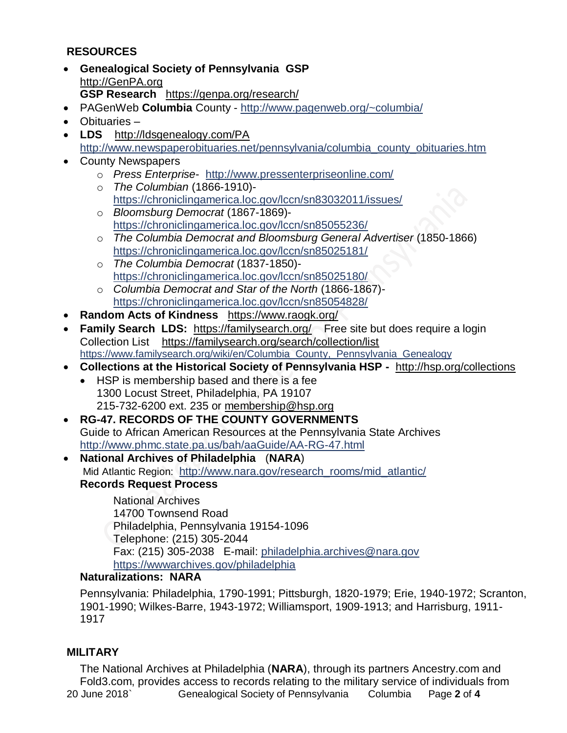## RESOURCES

- **Genealogical Society of Pennsylvania GSP**
  http://GenPA.org
  **GSP Research** https://genpa.org/research/
- PAGenWeb **Columbia** County - http://www.pagenweb.org/~columbia/
- Obituaries –
- **LDS** http://ldsgenealogy.com/PA
  http://www.newspaperobituaries.net/pennsylvania/columbia_county_obituaries.htm
- County Newspapers
  - *Press Enterprise*- http://www.pressenterpriseonline.com/
  - *The Columbian* (1866-1910)- https://chroniclingamerica.loc.gov/lccn/sn83032011/issues/
  - *Bloomsburg Democrat* (1867-1869)- https://chroniclingamerica.loc.gov/lccn/sn85055236/
  - *The Columbia Democrat and Bloomsburg General Advertiser* (1850-1866) https://chroniclingamerica.loc.gov/lccn/sn85025181/
  - *The Columbia Democrat* (1837-1850)- https://chroniclingamerica.loc.gov/lccn/sn85025180/
  - *Columbia Democrat and Star of the North* (1866-1867)- https://chroniclingamerica.loc.gov/lccn/sn85054828/
- **Random Acts of Kindness** https://www.raogk.org/
- **Family Search LDS:** https://familysearch.org/ Free site but does require a login
  Collection List https://familysearch.org/search/collection/list
  https://www.familysearch.org/wiki/en/Columbia_County,_Pennsylvania_Genealogy
- **Collections at the Historical Society of Pennsylvania HSP -** http://hsp.org/collections
  - HSP is membership based and there is a fee
    1300 Locust Street, Philadelphia, PA 19107
    215-732-6200 ext. 235 or membership@hsp.org
- **RG-47. RECORDS OF THE COUNTY GOVERNMENTS**
  Guide to African American Resources at the Pennsylvania State Archives
  http://www.phmc.state.pa.us/bah/aaGuide/AA-RG-47.html
- **National Archives of Philadelphia** (**NARA**)
  Mid Atlantic Region: http://www.nara.gov/research_rooms/mid_atlantic/
  **Records Request Process**

  National Archives
  14700 Townsend Road
  Philadelphia, Pennsylvania 19154-1096
  Telephone: (215) 305-2044
  Fax: (215) 305-2038 E-mail: philadelphia.archives@nara.gov
  https://wwwarchives.gov/philadelphia

  **Naturalizations: NARA**

  Pennsylvania: Philadelphia, 1790-1991; Pittsburgh, 1820-1979; Erie, 1940-1972; Scranton, 1901-1990; Wilkes-Barre, 1943-1972; Williamsport, 1909-1913; and Harrisburg, 1911-1917

## MILITARY

The National Archives at Philadelphia (**NARA**), through its partners Ancestry.com and Fold3.com, provides access to records relating to the military service of individuals from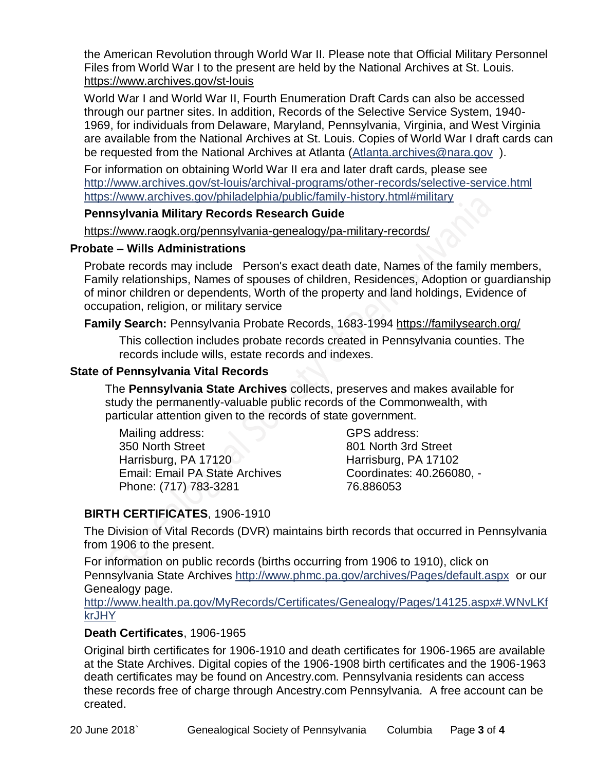the American Revolution through World War II. Please note that Official Military Personnel Files from World War I to the present are held by the National Archives at St. Louis. https://www.archives.gov/st-louis

World War I and World War II, Fourth Enumeration Draft Cards can also be accessed through our partner sites. In addition, Records of the Selective Service System, 1940-1969, for individuals from Delaware, Maryland, Pennsylvania, Virginia, and West Virginia are available from the National Archives at St. Louis. Copies of World War I draft cards can be requested from the National Archives at Atlanta (Atlanta.archives@nara.gov ).

For information on obtaining World War II era and later draft cards, please see http://www.archives.gov/st-louis/archival-programs/other-records/selective-service.html https://www.archives.gov/philadelphia/public/family-history.html#military

**Pennsylvania Military Records Research Guide**

https://www.raogk.org/pennsylvania-genealogy/pa-military-records/

### Probate – Wills Administrations

Probate records may include Person's exact death date, Names of the family members, Family relationships, Names of spouses of children, Residences, Adoption or guardianship of minor children or dependents, Worth of the property and land holdings, Evidence of occupation, religion, or military service

**Family Search:** Pennsylvania Probate Records, 1683-1994 https://familysearch.org/

This collection includes probate records created in Pennsylvania counties. The records include wills, estate records and indexes.

### State of Pennsylvania Vital Records

The **Pennsylvania State Archives** collects, preserves and makes available for study the permanently-valuable public records of the Commonwealth, with particular attention given to the records of state government.

Mailing address:
350 North Street
Harrisburg, PA 17120
Email: Email PA State Archives
Phone: (717) 783-3281

GPS address:
801 North 3rd Street
Harrisburg, PA 17102
Coordinates: 40.266080, -76.886053

**BIRTH CERTIFICATES**, 1906-1910

The Division of Vital Records (DVR) maintains birth records that occurred in Pennsylvania from 1906 to the present.

For information on public records (births occurring from 1906 to 1910), click on Pennsylvania State Archives http://www.phmc.pa.gov/archives/Pages/default.aspx or our Genealogy page.
http://www.health.pa.gov/MyRecords/Certificates/Genealogy/Pages/14125.aspx#.WNvLKfkrJHY

**Death Certificates**, 1906-1965

Original birth certificates for 1906-1910 and death certificates for 1906-1965 are available at the State Archives. Digital copies of the 1906-1908 birth certificates and the 1906-1963 death certificates may be found on Ancestry.com. Pennsylvania residents can access these records free of charge through Ancestry.com Pennsylvania. A free account can be created.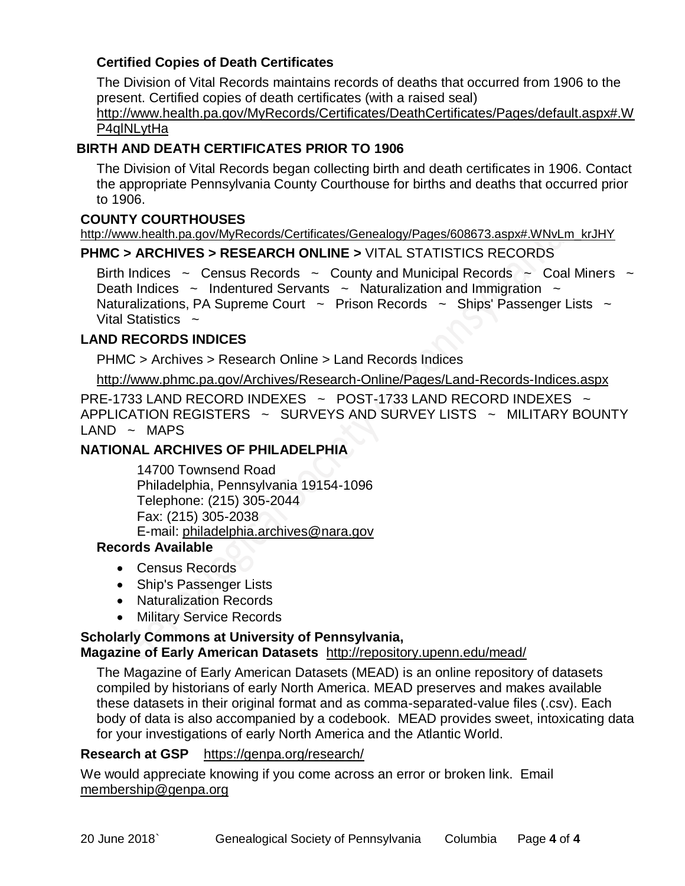### Certified Copies of Death Certificates

The Division of Vital Records maintains records of deaths that occurred from 1906 to the present. Certified copies of death certificates (with a raised seal) http://www.health.pa.gov/MyRecords/Certificates/DeathCertificates/Pages/default.aspx#.WP4qlNLytHa

## BIRTH AND DEATH CERTIFICATES PRIOR TO 1906

The Division of Vital Records began collecting birth and death certificates in 1906. Contact the appropriate Pennsylvania County Courthouse for births and deaths that occurred prior to 1906.

## COUNTY COURTHOUSES

http://www.health.pa.gov/MyRecords/Certificates/Genealogy/Pages/608673.aspx#.WNvLm_krJHY

## PHMC > ARCHIVES > RESEARCH ONLINE > VITAL STATISTICS RECORDS

Birth Indices ~ Census Records ~ County and Municipal Records ~ Coal Miners ~ Death Indices ~ Indentured Servants ~ Naturalization and Immigration ~ Naturalizations, PA Supreme Court ~ Prison Records ~ Ships' Passenger Lists ~ Vital Statistics ~

## LAND RECORDS INDICES

PHMC > Archives > Research Online > Land Records Indices

http://www.phmc.pa.gov/Archives/Research-Online/Pages/Land-Records-Indices.aspx

PRE-1733 LAND RECORD INDEXES ~ POST-1733 LAND RECORD INDEXES ~ APPLICATION REGISTERS ~ SURVEYS AND SURVEY LISTS ~ MILITARY BOUNTY LAND ~ MAPS

## NATIONAL ARCHIVES OF PHILADELPHIA

14700 Townsend Road
Philadelphia, Pennsylvania 19154-1096
Telephone: (215) 305-2044
Fax: (215) 305-2038
E-mail: philadelphia.archives@nara.gov

### Records Available

- Census Records
- Ship's Passenger Lists
- Naturalization Records
- Military Service Records

### Scholarly Commons at University of Pennsylvania, Magazine of Early American Datasets http://repository.upenn.edu/mead/

The Magazine of Early American Datasets (MEAD) is an online repository of datasets compiled by historians of early North America. MEAD preserves and makes available these datasets in their original format and as comma-separated-value files (.csv). Each body of data is also accompanied by a codebook. MEAD provides sweet, intoxicating data for your investigations of early North America and the Atlantic World.

### Research at GSP https://genpa.org/research/

We would appreciate knowing if you come across an error or broken link. Email membership@genpa.org